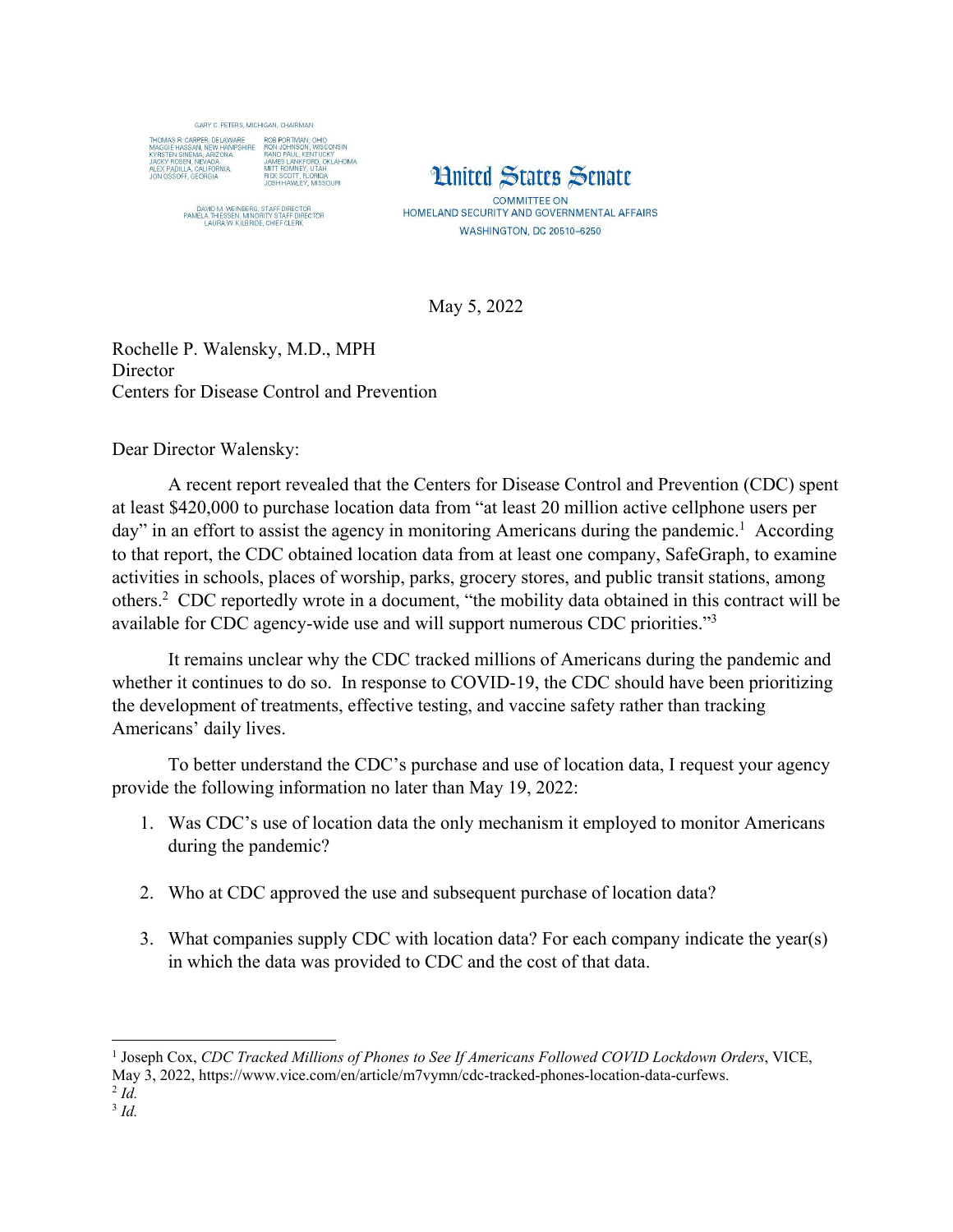GARY C. PETERS, MICHIGAN, CHAIRMAN

THOMAS R. CARPER, DELAWARE
MAGGIE HASSAN, NEW HAMPSHIRE
KYRSTEN SINEMA, ARIZONA
JACKY ROSEN, NEVADA
ALEX PADILLA, CALIFORNIA
JON OSSOFF, GEORGIA

ROB PORTMAN, OHIO
RON JOHNSON, WISCONSIN
RAND PAUL, KENTUCKY
JAMES LANKFORD, OKLAHOMA
MITT ROMNEY, UTAH
RICK SCOTT, FLORIDA
JOSH HAWLEY, MISSOURI

DAVID M. WEINBERG, STAFF DIRECTOR
PAMELA THIESSEN, MINORITY STAFF DIRECTOR
LAURA W. KILBRIDE, CHIEF CLERK

# United States Senate

COMMITTEE ON
HOMELAND SECURITY AND GOVERNMENTAL AFFAIRS
WASHINGTON, DC 20510–6250

May 5, 2022

Rochelle P. Walensky, M.D., MPH
Director
Centers for Disease Control and Prevention

Dear Director Walensky:

A recent report revealed that the Centers for Disease Control and Prevention (CDC) spent at least $420,000 to purchase location data from "at least 20 million active cellphone users per day" in an effort to assist the agency in monitoring Americans during the pandemic.[1] According to that report, the CDC obtained location data from at least one company, SafeGraph, to examine activities in schools, places of worship, parks, grocery stores, and public transit stations, among others.[2] CDC reportedly wrote in a document, "the mobility data obtained in this contract will be available for CDC agency-wide use and will support numerous CDC priorities."[3]

It remains unclear why the CDC tracked millions of Americans during the pandemic and whether it continues to do so. In response to COVID-19, the CDC should have been prioritizing the development of treatments, effective testing, and vaccine safety rather than tracking Americans' daily lives.

To better understand the CDC's purchase and use of location data, I request your agency provide the following information no later than May 19, 2022:

1. Was CDC's use of location data the only mechanism it employed to monitor Americans during the pandemic?

2. Who at CDC approved the use and subsequent purchase of location data?

3. What companies supply CDC with location data? For each company indicate the year(s) in which the data was provided to CDC and the cost of that data.

---

[1] Joseph Cox, *CDC Tracked Millions of Phones to See If Americans Followed COVID Lockdown Orders*, VICE, May 3, 2022, https://www.vice.com/en/article/m7vymn/cdc-tracked-phones-location-data-curfews.
[2] *Id.*
[3] *Id.*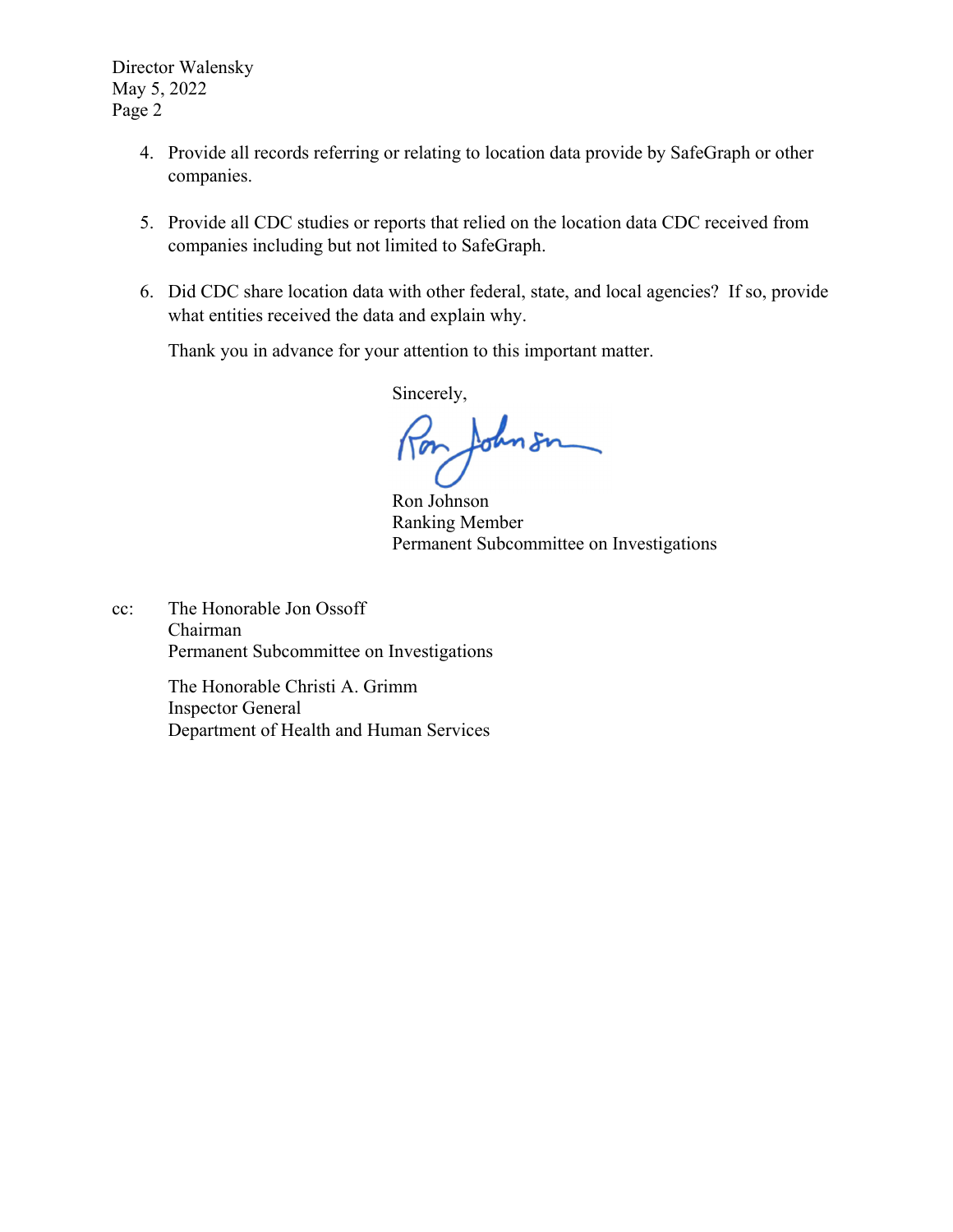4. Provide all records referring or relating to location data provide by SafeGraph or other companies.

5. Provide all CDC studies or reports that relied on the location data CDC received from companies including but not limited to SafeGraph.

6. Did CDC share location data with other federal, state, and local agencies? If so, provide what entities received the data and explain why.

Thank you in advance for your attention to this important matter.

Sincerely,

Ron Johnson
Ranking Member
Permanent Subcommittee on Investigations

cc: The Honorable Jon Ossoff
Chairman
Permanent Subcommittee on Investigations

The Honorable Christi A. Grimm
Inspector General
Department of Health and Human Services